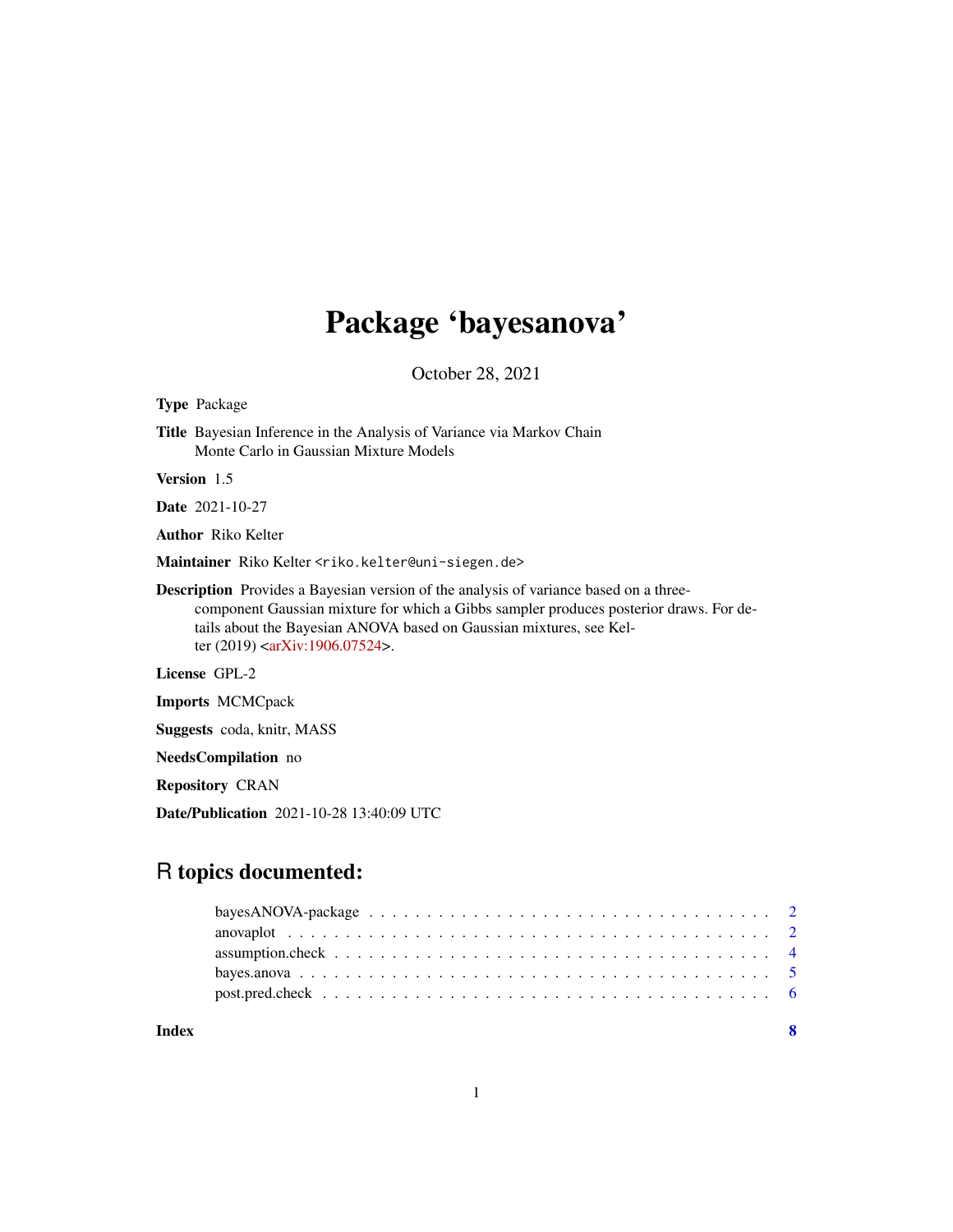# Package 'bayesanova'

October 28, 2021

**Type** Package

**Title** Bayesian Inference in the Analysis of Variance via Markov Chain Monte Carlo in Gaussian Mixture Models

**Version** 1.5

**Date** 2021-10-27

**Author** Riko Kelter

**Maintainer** Riko Kelter <riko.kelter@uni-siegen.de>

**Description** Provides a Bayesian version of the analysis of variance based on a three-component Gaussian mixture for which a Gibbs sampler produces posterior draws. For details about the Bayesian ANOVA based on Gaussian mixtures, see Kelter (2019) <arXiv:1906.07524>.

**License** GPL-2

**Imports** MCMCpack

**Suggests** coda, knitr, MASS

**NeedsCompilation** no

**Repository** CRAN

**Date/Publication** 2021-10-28 13:40:09 UTC

## R topics documented:

| | |
|---|---|
| bayesANOVA-package | 2 |
| anovaplot | 2 |
| assumption.check | 4 |
| bayes.anova | 5 |
| post.pred.check | 6 |
| **Index** | **8** |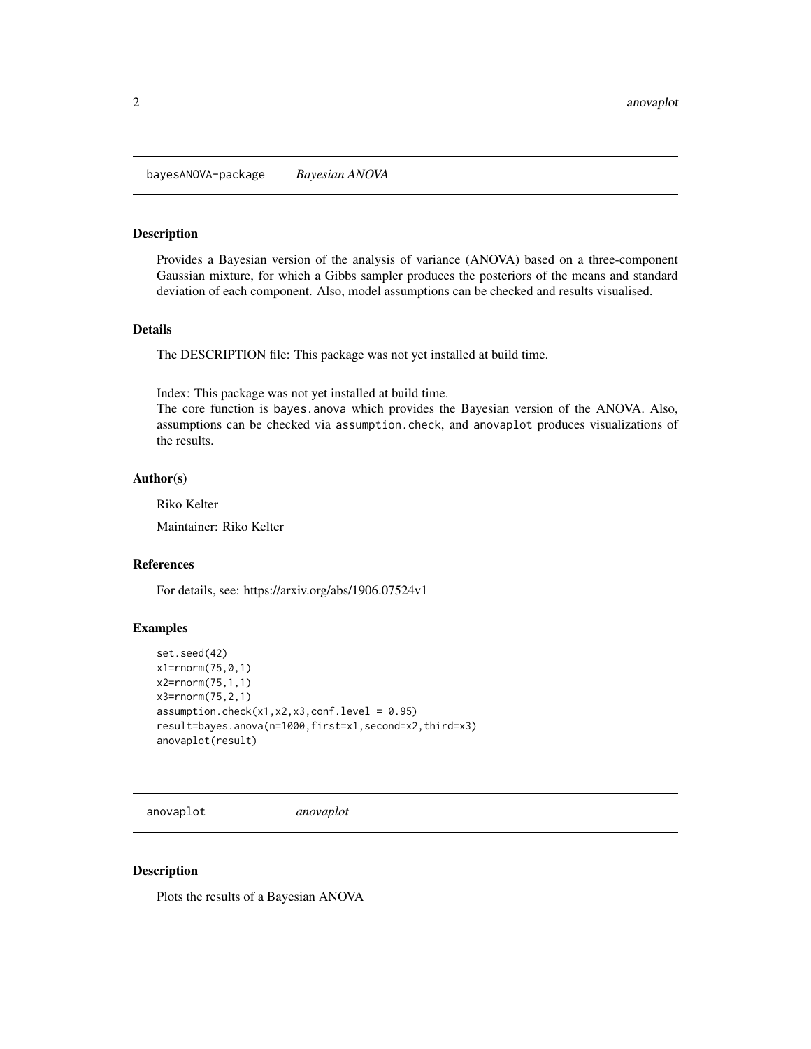## bayesANOVA-package    *Bayesian ANOVA*

### Description

Provides a Bayesian version of the analysis of variance (ANOVA) based on a three-component Gaussian mixture, for which a Gibbs sampler produces the posteriors of the means and standard deviation of each component. Also, model assumptions can be checked and results visualised.

### Details

The DESCRIPTION file: This package was not yet installed at build time.

Index: This package was not yet installed at build time.
The core function is `bayes.anova` which provides the Bayesian version of the ANOVA. Also, assumptions can be checked via `assumption.check`, and `anovaplot` produces visualizations of the results.

### Author(s)

Riko Kelter

Maintainer: Riko Kelter

### References

For details, see: https://arxiv.org/abs/1906.07524v1

### Examples

```
set.seed(42)
x1=rnorm(75,0,1)
x2=rnorm(75,1,1)
x3=rnorm(75,2,1)
assumption.check(x1,x2,x3,conf.level = 0.95)
result=bayes.anova(n=1000,first=x1,second=x2,third=x3)
anovaplot(result)
```

## anovaplot    *anovaplot*

### Description

Plots the results of a Bayesian ANOVA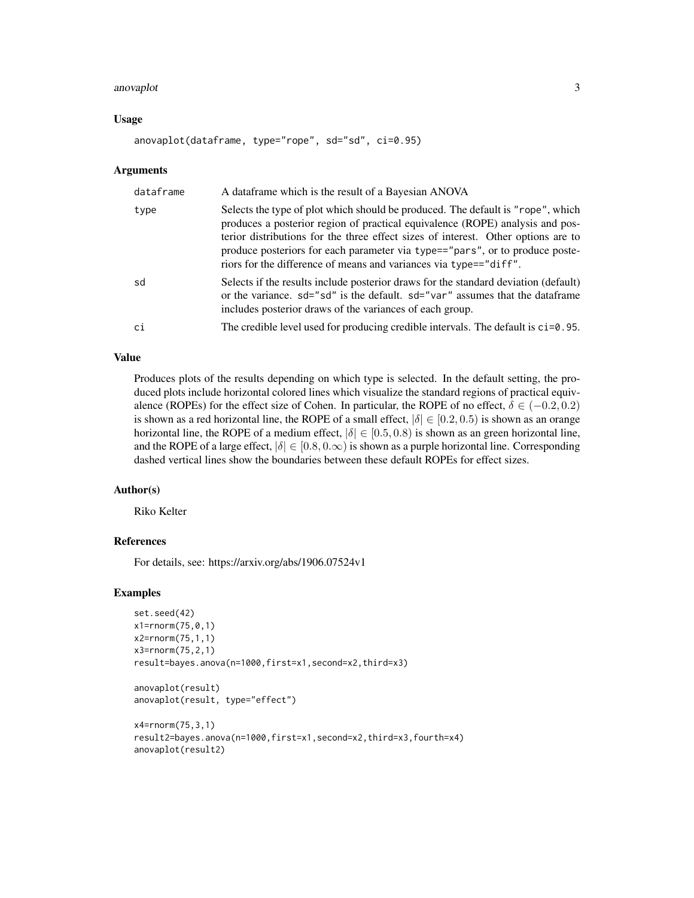### Usage

```
anovaplot(dataframe, type="rope", sd="sd", ci=0.95)
```

### Arguments

| | |
|---|---|
| dataframe | A dataframe which is the result of a Bayesian ANOVA |
| type | Selects the type of plot which should be produced. The default is "rope", which produces a posterior region of practical equivalence (ROPE) analysis and posterior distributions for the three effect sizes of interest. Other options are to produce posteriors for each parameter via type=="pars", or to produce posteriors for the difference of means and variances via type=="diff". |
| sd | Selects if the results include posterior draws for the standard deviation (default) or the variance. sd="sd" is the default. sd="var" assumes that the dataframe includes posterior draws of the variances of each group. |
| ci | The credible level used for producing credible intervals. The default is ci=0.95. |

### Value

Produces plots of the results depending on which type is selected. In the default setting, the produced plots include horizontal colored lines which visualize the standard regions of practical equivalence (ROPEs) for the effect size of Cohen. In particular, the ROPE of no effect, $\delta \in (-0.2, 0.2)$ is shown as a red horizontal line, the ROPE of a small effect, $|\delta| \in [0.2, 0.5)$ is shown as an orange horizontal line, the ROPE of a medium effect, $|\delta| \in [0.5, 0.8)$ is shown as an green horizontal line, and the ROPE of a large effect, $|\delta| \in [0.8, 0.\infty)$ is shown as a purple horizontal line. Corresponding dashed vertical lines show the boundaries between these default ROPEs for effect sizes.

### Author(s)

Riko Kelter

### References

For details, see: https://arxiv.org/abs/1906.07524v1

### Examples

```
set.seed(42)
x1=rnorm(75,0,1)
x2=rnorm(75,1,1)
x3=rnorm(75,2,1)
result=bayes.anova(n=1000,first=x1,second=x2,third=x3)

anovaplot(result)
anovaplot(result, type="effect")

x4=rnorm(75,3,1)
result2=bayes.anova(n=1000,first=x1,second=x2,third=x3,fourth=x4)
anovaplot(result2)
```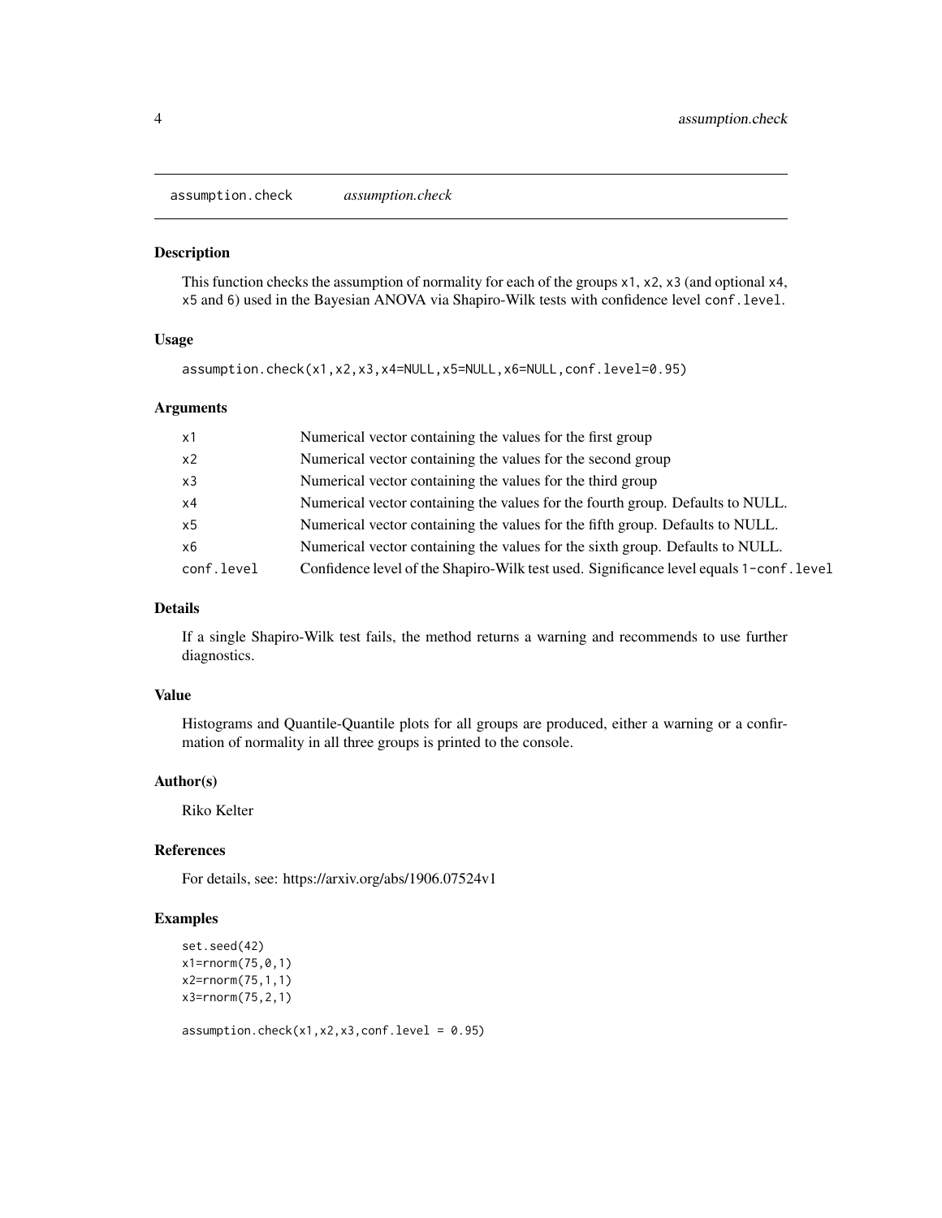## assumption.check *assumption.check*

### Description

This function checks the assumption of normality for each of the groups x1, x2, x3 (and optional x4, x5 and 6) used in the Bayesian ANOVA via Shapiro-Wilk tests with confidence level conf.level.

### Usage

```
assumption.check(x1,x2,x3,x4=NULL,x5=NULL,x6=NULL,conf.level=0.95)
```

### Arguments

| | |
|---|---|
| x1 | Numerical vector containing the values for the first group |
| x2 | Numerical vector containing the values for the second group |
| x3 | Numerical vector containing the values for the third group |
| x4 | Numerical vector containing the values for the fourth group. Defaults to NULL. |
| x5 | Numerical vector containing the values for the fifth group. Defaults to NULL. |
| x6 | Numerical vector containing the values for the sixth group. Defaults to NULL. |
| conf.level | Confidence level of the Shapiro-Wilk test used. Significance level equals 1-conf.level |

### Details

If a single Shapiro-Wilk test fails, the method returns a warning and recommends to use further diagnostics.

### Value

Histograms and Quantile-Quantile plots for all groups are produced, either a warning or a confirmation of normality in all three groups is printed to the console.

### Author(s)

Riko Kelter

### References

For details, see: https://arxiv.org/abs/1906.07524v1

### Examples

```
set.seed(42)
x1=rnorm(75,0,1)
x2=rnorm(75,1,1)
x3=rnorm(75,2,1)

assumption.check(x1,x2,x3,conf.level = 0.95)
```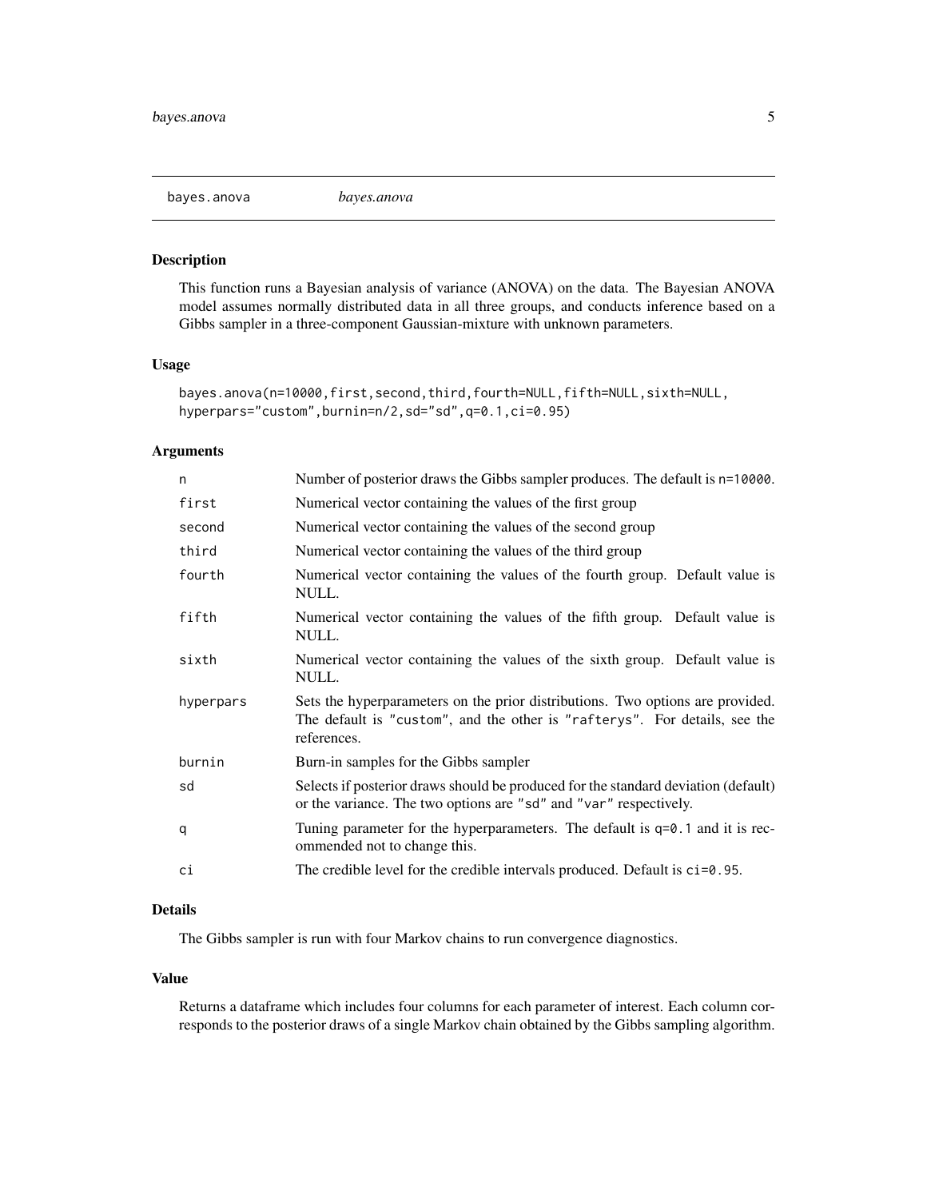bayes.anova *bayes.anova*

---

### Description

This function runs a Bayesian analysis of variance (ANOVA) on the data. The Bayesian ANOVA model assumes normally distributed data in all three groups, and conducts inference based on a Gibbs sampler in a three-component Gaussian-mixture with unknown parameters.

### Usage

```
bayes.anova(n=10000,first,second,third,fourth=NULL,fifth=NULL,sixth=NULL,
hyperpars="custom",burnin=n/2,sd="sd",q=0.1,ci=0.95)
```

### Arguments

| | |
|---|---|
| `n` | Number of posterior draws the Gibbs sampler produces. The default is `n=10000`. |
| `first` | Numerical vector containing the values of the first group |
| `second` | Numerical vector containing the values of the second group |
| `third` | Numerical vector containing the values of the third group |
| `fourth` | Numerical vector containing the values of the fourth group. Default value is NULL. |
| `fifth` | Numerical vector containing the values of the fifth group. Default value is NULL. |
| `sixth` | Numerical vector containing the values of the sixth group. Default value is NULL. |
| `hyperpars` | Sets the hyperparameters on the prior distributions. Two options are provided. The default is `"custom"`, and the other is `"rafterys"`. For details, see the references. |
| `burnin` | Burn-in samples for the Gibbs sampler |
| `sd` | Selects if posterior draws should be produced for the standard deviation (default) or the variance. The two options are `"sd"` and `"var"` respectively. |
| `q` | Tuning parameter for the hyperparameters. The default is `q=0.1` and it is recommended not to change this. |
| `ci` | The credible level for the credible intervals produced. Default is `ci=0.95`. |

### Details

The Gibbs sampler is run with four Markov chains to run convergence diagnostics.

### Value

Returns a dataframe which includes four columns for each parameter of interest. Each column corresponds to the posterior draws of a single Markov chain obtained by the Gibbs sampling algorithm.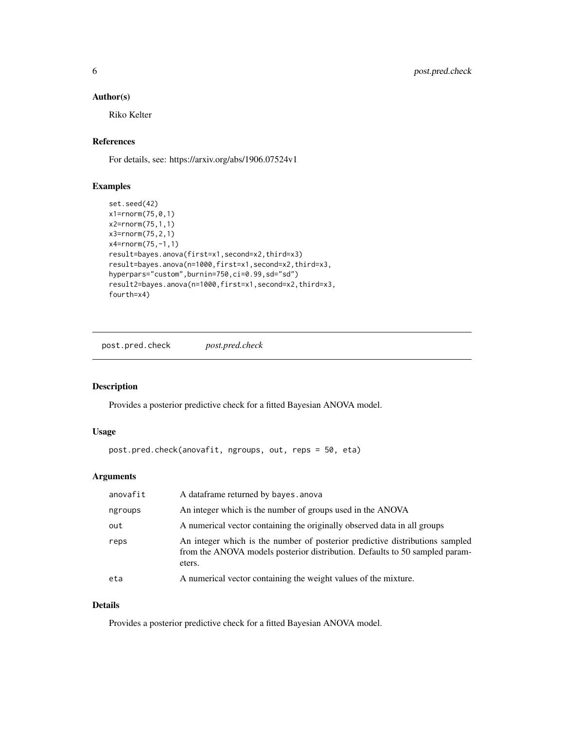### Author(s)

Riko Kelter

### References

For details, see: https://arxiv.org/abs/1906.07524v1

### Examples

```
set.seed(42)
x1=rnorm(75,0,1)
x2=rnorm(75,1,1)
x3=rnorm(75,2,1)
x4=rnorm(75,-1,1)
result=bayes.anova(first=x1,second=x2,third=x3)
result=bayes.anova(n=1000,first=x1,second=x2,third=x3,
hyperpars="custom",burnin=750,ci=0.99,sd="sd")
result2=bayes.anova(n=1000,first=x1,second=x2,third=x3,
fourth=x4)
```

---

## post.pred.check *post.pred.check*

---

### Description

Provides a posterior predictive check for a fitted Bayesian ANOVA model.

### Usage

```
post.pred.check(anovafit, ngroups, out, reps = 50, eta)
```

### Arguments

| | |
|---|---|
| anovafit | A dataframe returned by `bayes.anova` |
| ngroups | An integer which is the number of groups used in the ANOVA |
| out | A numerical vector containing the originally observed data in all groups |
| reps | An integer which is the number of posterior predictive distributions sampled from the ANOVA models posterior distribution. Defaults to 50 sampled parameters. |
| eta | A numerical vector containing the weight values of the mixture. |

### Details

Provides a posterior predictive check for a fitted Bayesian ANOVA model.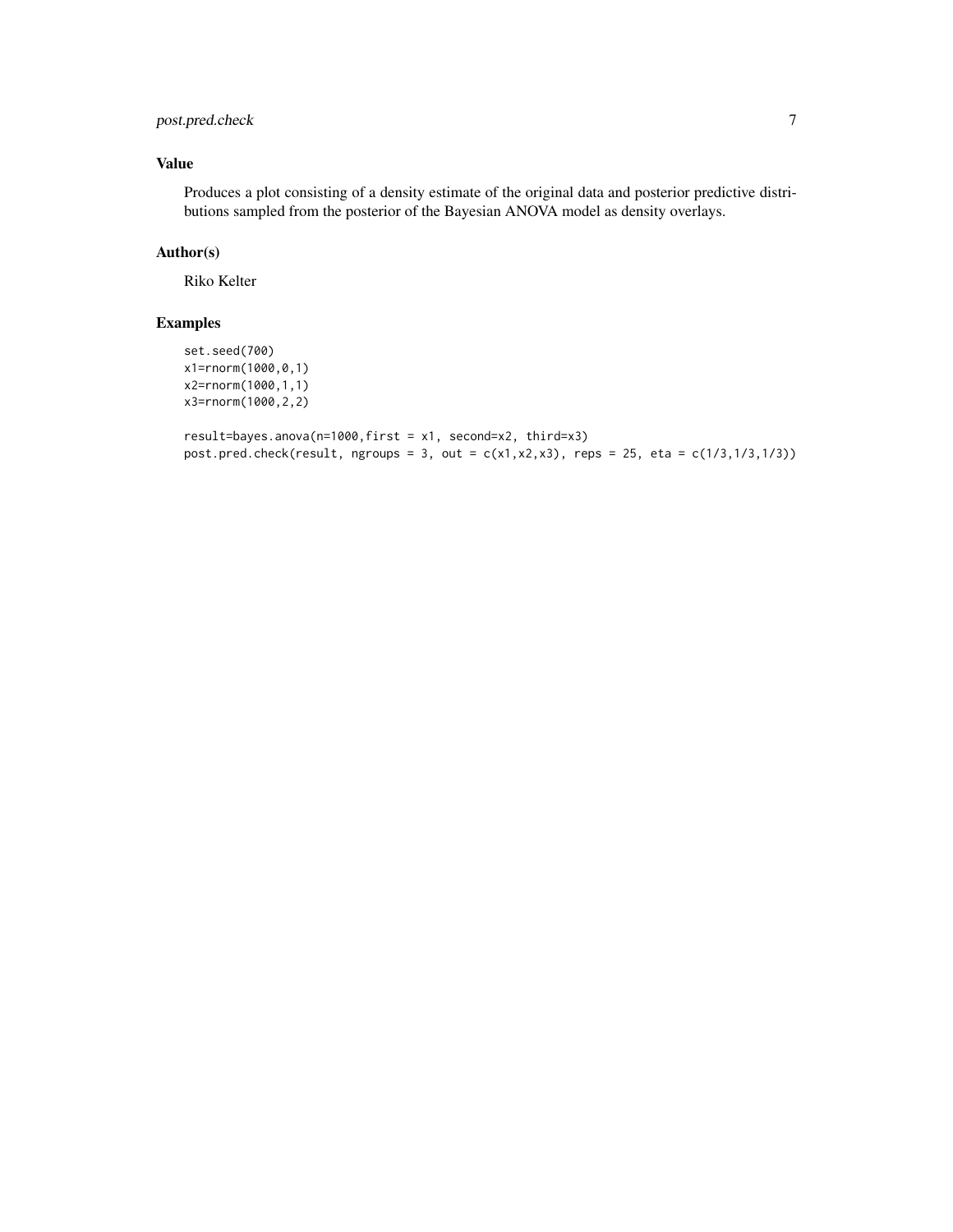## Value

Produces a plot consisting of a density estimate of the original data and posterior predictive distributions sampled from the posterior of the Bayesian ANOVA model as density overlays.

## Author(s)

Riko Kelter

## Examples

```
set.seed(700)
x1=rnorm(1000,0,1)
x2=rnorm(1000,1,1)
x3=rnorm(1000,2,2)

result=bayes.anova(n=1000,first = x1, second=x2, third=x3)
post.pred.check(result, ngroups = 3, out = c(x1,x2,x3), reps = 25, eta = c(1/3,1/3,1/3))
```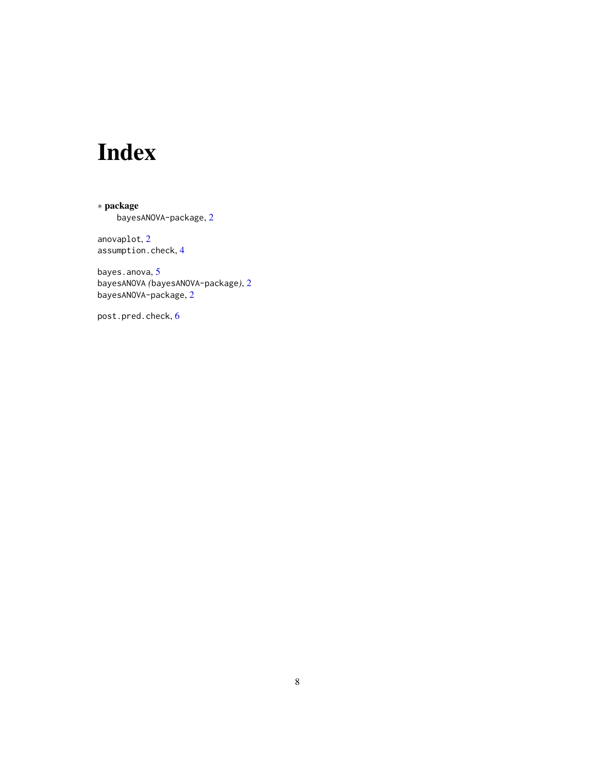# Index

∗ **package**
    bayesANOVA-package, 2

anovaplot, 2
assumption.check, 4

bayes.anova, 5
bayesANOVA *(*bayesANOVA-package*)*, 2
bayesANOVA-package, 2

post.pred.check, 6